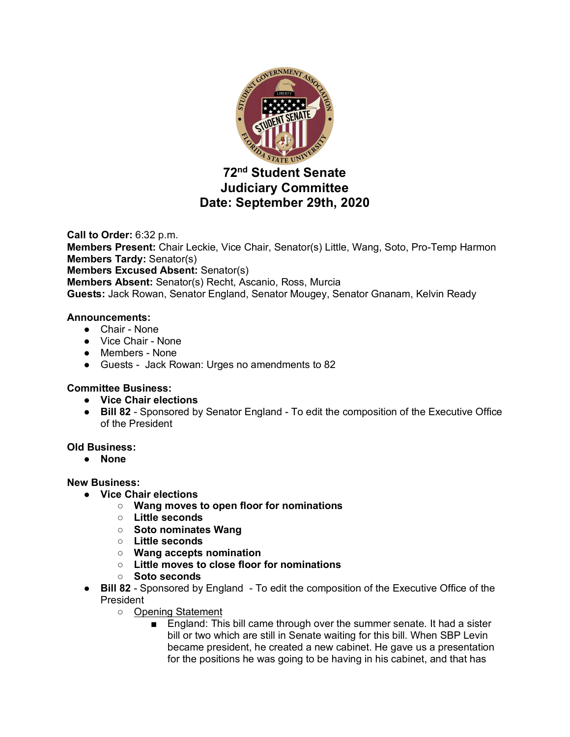# 72nd Student Senate
# Judiciary Committee
# Date: September 29th, 2020

**Call to Order:** 6:32 p.m.
**Members Present:** Chair Leckie, Vice Chair, Senator(s) Little, Wang, Soto, Pro-Temp Harmon
**Members Tardy:** Senator(s)
**Members Excused Absent:** Senator(s)
**Members Absent:** Senator(s) Recht, Ascanio, Ross, Murcia
**Guests:** Jack Rowan, Senator England, Senator Mougey, Senator Gnanam, Kelvin Ready

**Announcements:**

- Chair - None
- Vice Chair - None
- Members - None
- Guests - Jack Rowan: Urges no amendments to 82

**Committee Business:**

- **Vice Chair elections**
- **Bill 82** - Sponsored by Senator England - To edit the composition of the Executive Office of the President

**Old Business:**

- **None**

**New Business:**

- **Vice Chair elections**
  - **Wang moves to open floor for nominations**
  - **Little seconds**
  - **Soto nominates Wang**
  - **Little seconds**
  - **Wang accepts nomination**
  - **Little moves to close floor for nominations**
  - **Soto seconds**
- **Bill 82** - Sponsored by England - To edit the composition of the Executive Office of the President
  - Opening Statement
    - England: This bill came through over the summer senate. It had a sister bill or two which are still in Senate waiting for this bill. When SBP Levin became president, he created a new cabinet. He gave us a presentation for the positions he was going to be having in his cabinet, and that has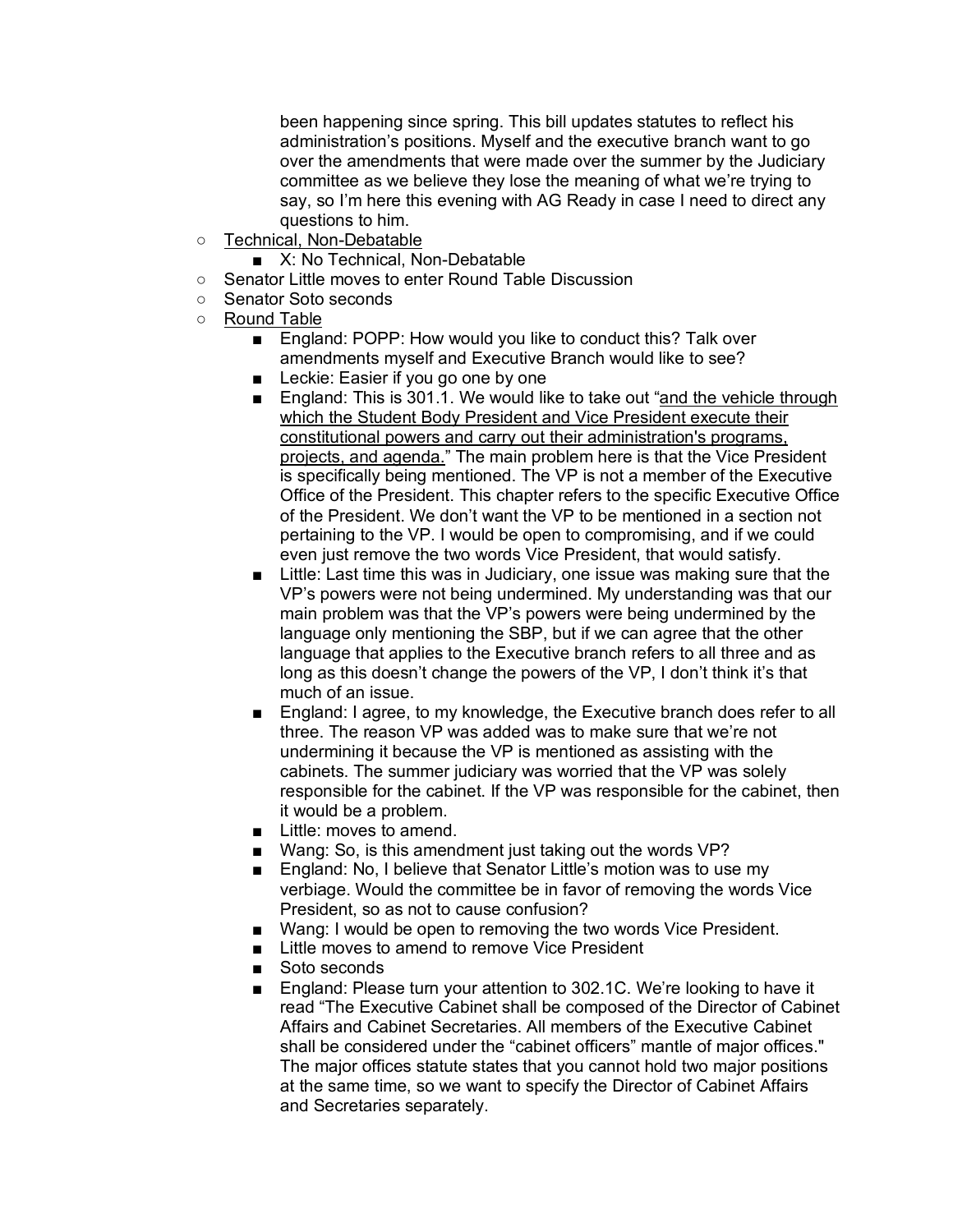been happening since spring. This bill updates statutes to reflect his administration's positions. Myself and the executive branch want to go over the amendments that were made over the summer by the Judiciary committee as we believe they lose the meaning of what we're trying to say, so I'm here this evening with AG Ready in case I need to direct any questions to him.

- Technical, Non-Debatable
  - X: No Technical, Non-Debatable
- Senator Little moves to enter Round Table Discussion
- Senator Soto seconds
- Round Table
  - England: POPP: How would you like to conduct this? Talk over amendments myself and Executive Branch would like to see?
  - Leckie: Easier if you go one by one
  - England: This is 301.1. We would like to take out "<u>and the vehicle through which the Student Body President and Vice President execute their constitutional powers and carry out their administration's programs, projects, and agenda.</u>" The main problem here is that the Vice President is specifically being mentioned. The VP is not a member of the Executive Office of the President. This chapter refers to the specific Executive Office of the President. We don't want the VP to be mentioned in a section not pertaining to the VP. I would be open to compromising, and if we could even just remove the two words Vice President, that would satisfy.
  - Little: Last time this was in Judiciary, one issue was making sure that the VP's powers were not being undermined. My understanding was that our main problem was that the VP's powers were being undermined by the language only mentioning the SBP, but if we can agree that the other language that applies to the Executive branch refers to all three and as long as this doesn't change the powers of the VP, I don't think it's that much of an issue.
  - England: I agree, to my knowledge, the Executive branch does refer to all three. The reason VP was added was to make sure that we're not undermining it because the VP is mentioned as assisting with the cabinets. The summer judiciary was worried that the VP was solely responsible for the cabinet. If the VP was responsible for the cabinet, then it would be a problem.
  - Little: moves to amend.
  - Wang: So, is this amendment just taking out the words VP?
  - England: No, I believe that Senator Little's motion was to use my verbiage. Would the committee be in favor of removing the words Vice President, so as not to cause confusion?
  - Wang: I would be open to removing the two words Vice President.
  - Little moves to amend to remove Vice President
  - Soto seconds
  - England: Please turn your attention to 302.1C. We're looking to have it read "The Executive Cabinet shall be composed of the Director of Cabinet Affairs and Cabinet Secretaries. All members of the Executive Cabinet shall be considered under the "cabinet officers" mantle of major offices." The major offices statute states that you cannot hold two major positions at the same time, so we want to specify the Director of Cabinet Affairs and Secretaries separately.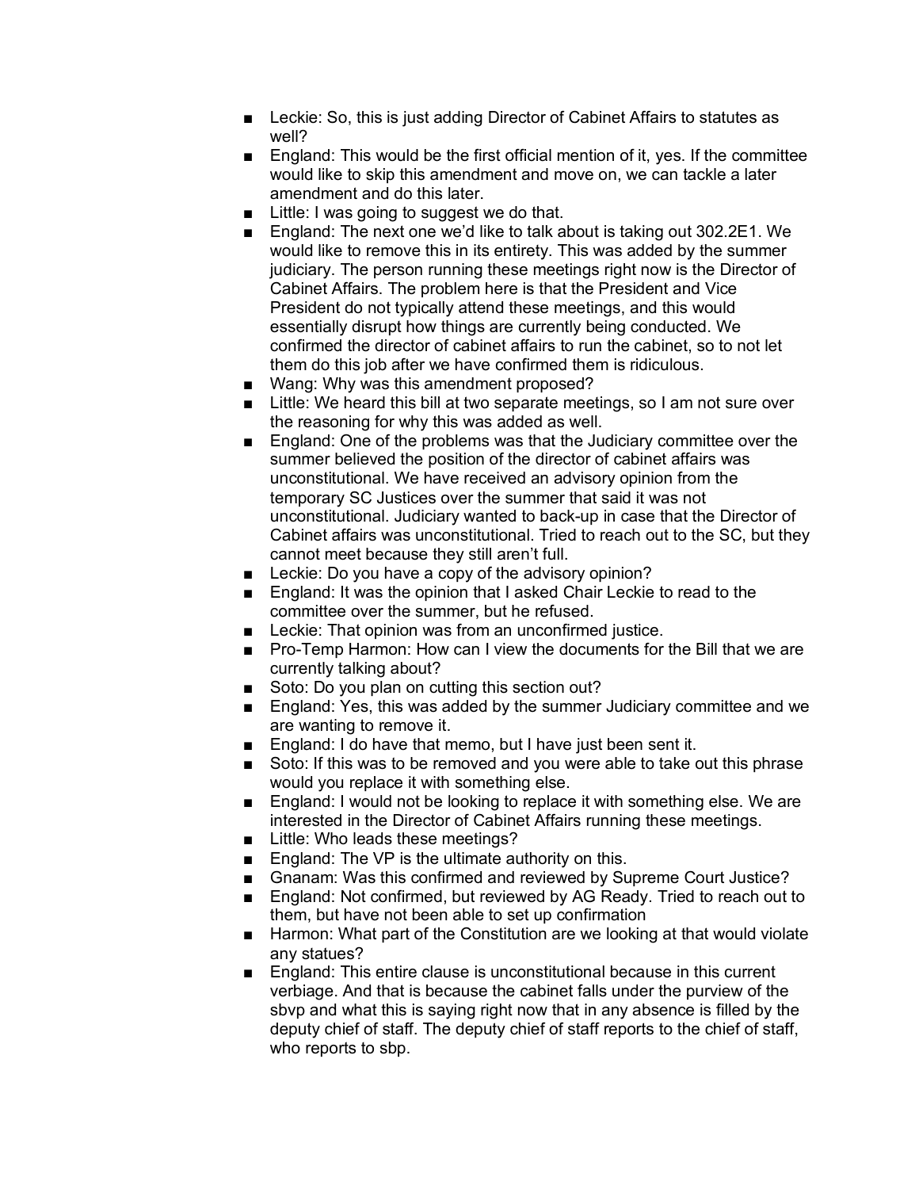- Leckie: So, this is just adding Director of Cabinet Affairs to statutes as well?
- England: This would be the first official mention of it, yes. If the committee would like to skip this amendment and move on, we can tackle a later amendment and do this later.
- Little: I was going to suggest we do that.
- England: The next one we'd like to talk about is taking out 302.2E1. We would like to remove this in its entirety. This was added by the summer judiciary. The person running these meetings right now is the Director of Cabinet Affairs. The problem here is that the President and Vice President do not typically attend these meetings, and this would essentially disrupt how things are currently being conducted. We confirmed the director of cabinet affairs to run the cabinet, so to not let them do this job after we have confirmed them is ridiculous.
- Wang: Why was this amendment proposed?
- Little: We heard this bill at two separate meetings, so I am not sure over the reasoning for why this was added as well.
- England: One of the problems was that the Judiciary committee over the summer believed the position of the director of cabinet affairs was unconstitutional. We have received an advisory opinion from the temporary SC Justices over the summer that said it was not unconstitutional. Judiciary wanted to back-up in case that the Director of Cabinet affairs was unconstitutional. Tried to reach out to the SC, but they cannot meet because they still aren't full.
- Leckie: Do you have a copy of the advisory opinion?
- England: It was the opinion that I asked Chair Leckie to read to the committee over the summer, but he refused.
- Leckie: That opinion was from an unconfirmed justice.
- Pro-Temp Harmon: How can I view the documents for the Bill that we are currently talking about?
- Soto: Do you plan on cutting this section out?
- England: Yes, this was added by the summer Judiciary committee and we are wanting to remove it.
- England: I do have that memo, but I have just been sent it.
- Soto: If this was to be removed and you were able to take out this phrase would you replace it with something else.
- England: I would not be looking to replace it with something else. We are interested in the Director of Cabinet Affairs running these meetings.
- Little: Who leads these meetings?
- England: The VP is the ultimate authority on this.
- Gnanam: Was this confirmed and reviewed by Supreme Court Justice?
- England: Not confirmed, but reviewed by AG Ready. Tried to reach out to them, but have not been able to set up confirmation
- Harmon: What part of the Constitution are we looking at that would violate any statues?
- England: This entire clause is unconstitutional because in this current verbiage. And that is because the cabinet falls under the purview of the sbvp and what this is saying right now that in any absence is filled by the deputy chief of staff. The deputy chief of staff reports to the chief of staff, who reports to sbp.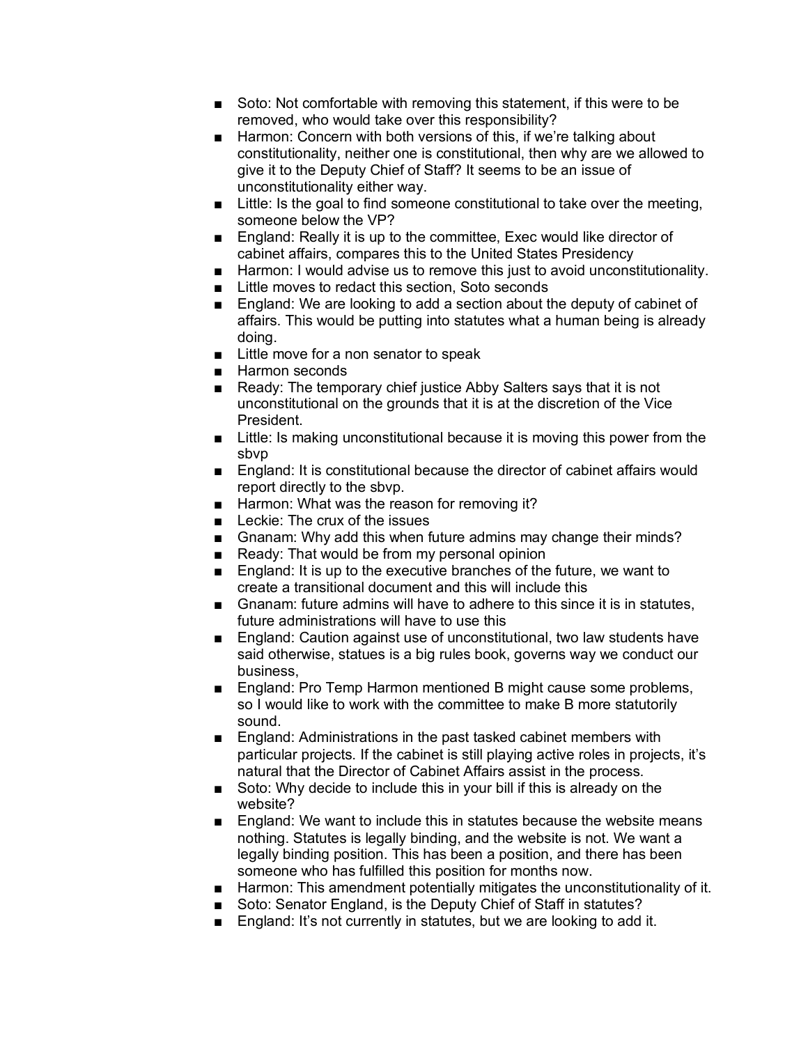- Soto: Not comfortable with removing this statement, if this were to be removed, who would take over this responsibility?
- Harmon: Concern with both versions of this, if we're talking about constitutionality, neither one is constitutional, then why are we allowed to give it to the Deputy Chief of Staff? It seems to be an issue of unconstitutionality either way.
- Little: Is the goal to find someone constitutional to take over the meeting, someone below the VP?
- England: Really it is up to the committee, Exec would like director of cabinet affairs, compares this to the United States Presidency
- Harmon: I would advise us to remove this just to avoid unconstitutionality.
- Little moves to redact this section, Soto seconds
- England: We are looking to add a section about the deputy of cabinet of affairs. This would be putting into statutes what a human being is already doing.
- Little move for a non senator to speak
- Harmon seconds
- Ready: The temporary chief justice Abby Salters says that it is not unconstitutional on the grounds that it is at the discretion of the Vice President.
- Little: Is making unconstitutional because it is moving this power from the sbvp
- England: It is constitutional because the director of cabinet affairs would report directly to the sbvp.
- Harmon: What was the reason for removing it?
- Leckie: The crux of the issues
- Gnanam: Why add this when future admins may change their minds?
- Ready: That would be from my personal opinion
- England: It is up to the executive branches of the future, we want to create a transitional document and this will include this
- Gnanam: future admins will have to adhere to this since it is in statutes, future administrations will have to use this
- England: Caution against use of unconstitutional, two law students have said otherwise, statues is a big rules book, governs way we conduct our business,
- England: Pro Temp Harmon mentioned B might cause some problems, so I would like to work with the committee to make B more statutorily sound.
- England: Administrations in the past tasked cabinet members with particular projects. If the cabinet is still playing active roles in projects, it's natural that the Director of Cabinet Affairs assist in the process.
- Soto: Why decide to include this in your bill if this is already on the website?
- England: We want to include this in statutes because the website means nothing. Statutes is legally binding, and the website is not. We want a legally binding position. This has been a position, and there has been someone who has fulfilled this position for months now.
- Harmon: This amendment potentially mitigates the unconstitutionality of it.
- Soto: Senator England, is the Deputy Chief of Staff in statutes?
- England: It's not currently in statutes, but we are looking to add it.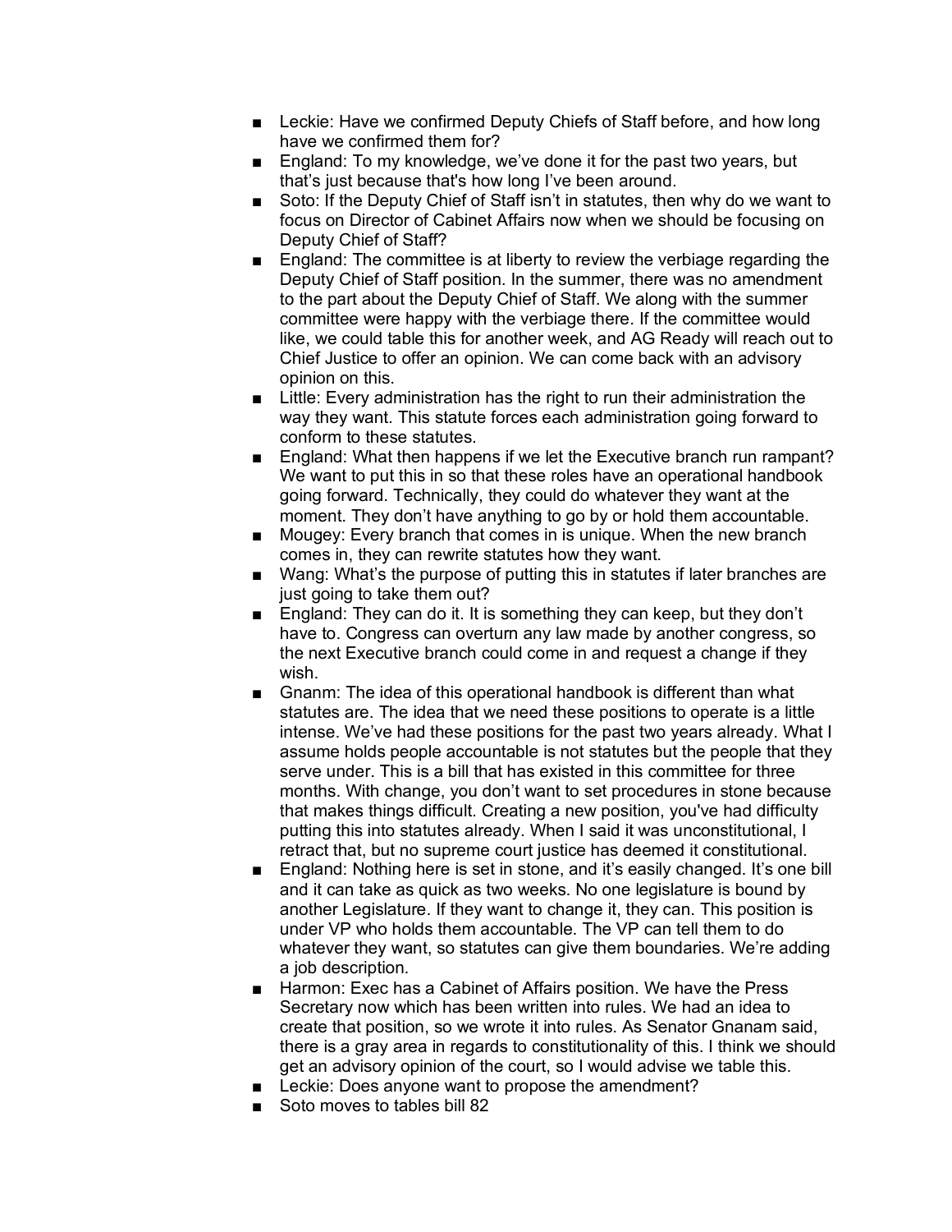- Leckie: Have we confirmed Deputy Chiefs of Staff before, and how long have we confirmed them for?
- England: To my knowledge, we've done it for the past two years, but that's just because that's how long I've been around.
- Soto: If the Deputy Chief of Staff isn't in statutes, then why do we want to focus on Director of Cabinet Affairs now when we should be focusing on Deputy Chief of Staff?
- England: The committee is at liberty to review the verbiage regarding the Deputy Chief of Staff position. In the summer, there was no amendment to the part about the Deputy Chief of Staff. We along with the summer committee were happy with the verbiage there. If the committee would like, we could table this for another week, and AG Ready will reach out to Chief Justice to offer an opinion. We can come back with an advisory opinion on this.
- Little: Every administration has the right to run their administration the way they want. This statute forces each administration going forward to conform to these statutes.
- England: What then happens if we let the Executive branch run rampant? We want to put this in so that these roles have an operational handbook going forward. Technically, they could do whatever they want at the moment. They don't have anything to go by or hold them accountable.
- Mougey: Every branch that comes in is unique. When the new branch comes in, they can rewrite statutes how they want.
- Wang: What's the purpose of putting this in statutes if later branches are just going to take them out?
- England: They can do it. It is something they can keep, but they don't have to. Congress can overturn any law made by another congress, so the next Executive branch could come in and request a change if they wish.
- Gnanm: The idea of this operational handbook is different than what statutes are. The idea that we need these positions to operate is a little intense. We've had these positions for the past two years already. What I assume holds people accountable is not statutes but the people that they serve under. This is a bill that has existed in this committee for three months. With change, you don't want to set procedures in stone because that makes things difficult. Creating a new position, you've had difficulty putting this into statutes already. When I said it was unconstitutional, I retract that, but no supreme court justice has deemed it constitutional.
- England: Nothing here is set in stone, and it's easily changed. It's one bill and it can take as quick as two weeks. No one legislature is bound by another Legislature. If they want to change it, they can. This position is under VP who holds them accountable. The VP can tell them to do whatever they want, so statutes can give them boundaries. We're adding a job description.
- Harmon: Exec has a Cabinet of Affairs position. We have the Press Secretary now which has been written into rules. We had an idea to create that position, so we wrote it into rules. As Senator Gnanam said, there is a gray area in regards to constitutionality of this. I think we should get an advisory opinion of the court, so I would advise we table this.
- Leckie: Does anyone want to propose the amendment?
- Soto moves to tables bill 82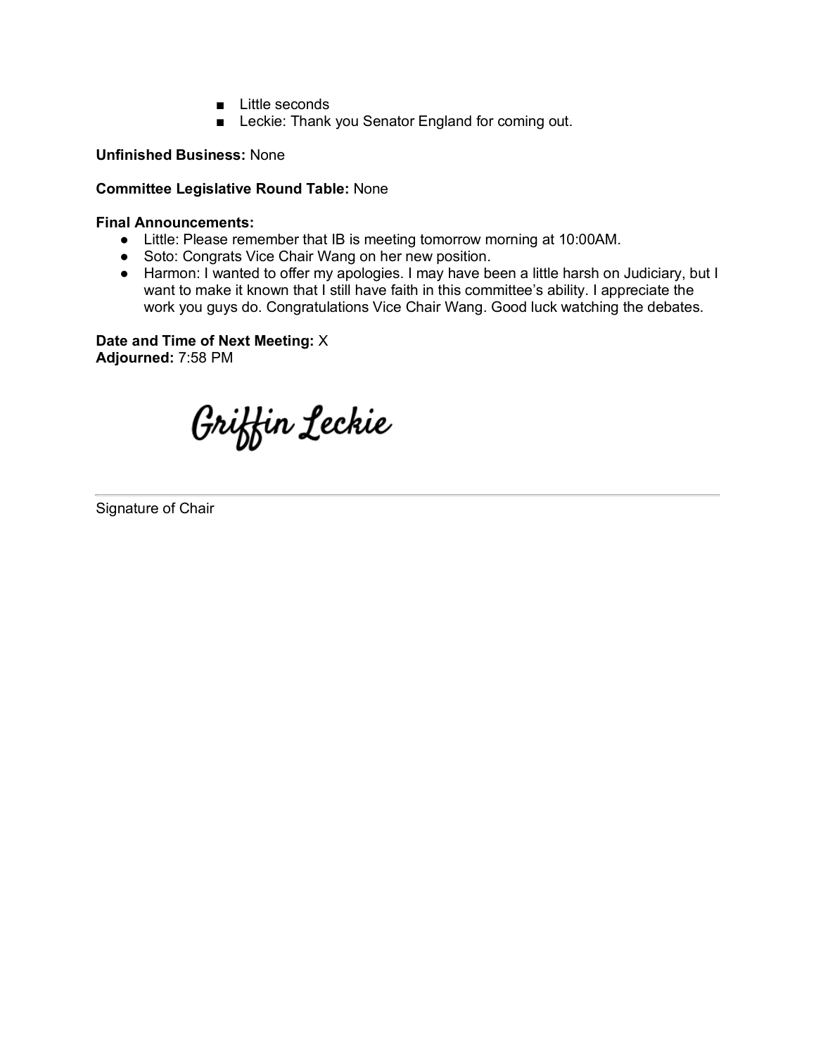- Little seconds
  - Leckie: Thank you Senator England for coming out.

**Unfinished Business:** None

**Committee Legislative Round Table:** None

**Final Announcements:**

- Little: Please remember that IB is meeting tomorrow morning at 10:00AM.
- Soto: Congrats Vice Chair Wang on her new position.
- Harmon: I wanted to offer my apologies. I may have been a little harsh on Judiciary, but I want to make it known that I still have faith in this committee's ability. I appreciate the work you guys do. Congratulations Vice Chair Wang. Good luck watching the debates.

**Date and Time of Next Meeting:** X
**Adjourned:** 7:58 PM

Griffin Leckie

Signature of Chair